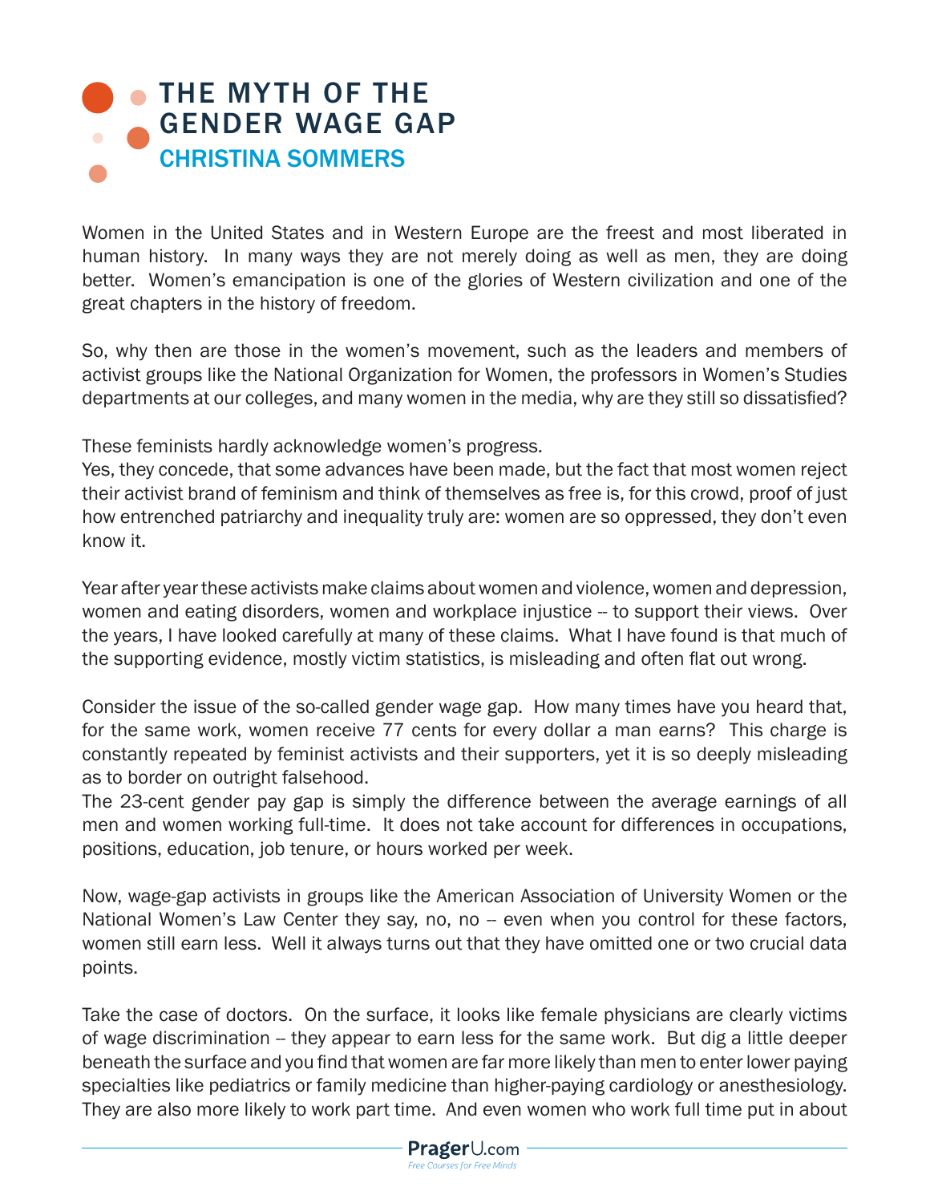# THE MYTH OF THE GENDER WAGE GAP

## CHRISTINA SOMMERS

Women in the United States and in Western Europe are the freest and most liberated in human history. In many ways they are not merely doing as well as men, they are doing better. Women's emancipation is one of the glories of Western civilization and one of the great chapters in the history of freedom.

So, why then are those in the women's movement, such as the leaders and members of activist groups like the National Organization for Women, the professors in Women's Studies departments at our colleges, and many women in the media, why are they still so dissatisfied?

These feminists hardly acknowledge women's progress.
Yes, they concede, that some advances have been made, but the fact that most women reject their activist brand of feminism and think of themselves as free is, for this crowd, proof of just how entrenched patriarchy and inequality truly are: women are so oppressed, they don't even know it.

Year after year these activists make claims about women and violence, women and depression, women and eating disorders, women and workplace injustice -- to support their views. Over the years, I have looked carefully at many of these claims. What I have found is that much of the supporting evidence, mostly victim statistics, is misleading and often flat out wrong.

Consider the issue of the so-called gender wage gap. How many times have you heard that, for the same work, women receive 77 cents for every dollar a man earns? This charge is constantly repeated by feminist activists and their supporters, yet it is so deeply misleading as to border on outright falsehood.
The 23-cent gender pay gap is simply the difference between the average earnings of all men and women working full-time. It does not take account for differences in occupations, positions, education, job tenure, or hours worked per week.

Now, wage-gap activists in groups like the American Association of University Women or the National Women's Law Center they say, no, no -- even when you control for these factors, women still earn less. Well it always turns out that they have omitted one or two crucial data points.

Take the case of doctors. On the surface, it looks like female physicians are clearly victims of wage discrimination -- they appear to earn less for the same work. But dig a little deeper beneath the surface and you find that women are far more likely than men to enter lower paying specialties like pediatrics or family medicine than higher-paying cardiology or anesthesiology. They are also more likely to work part time. And even women who work full time put in about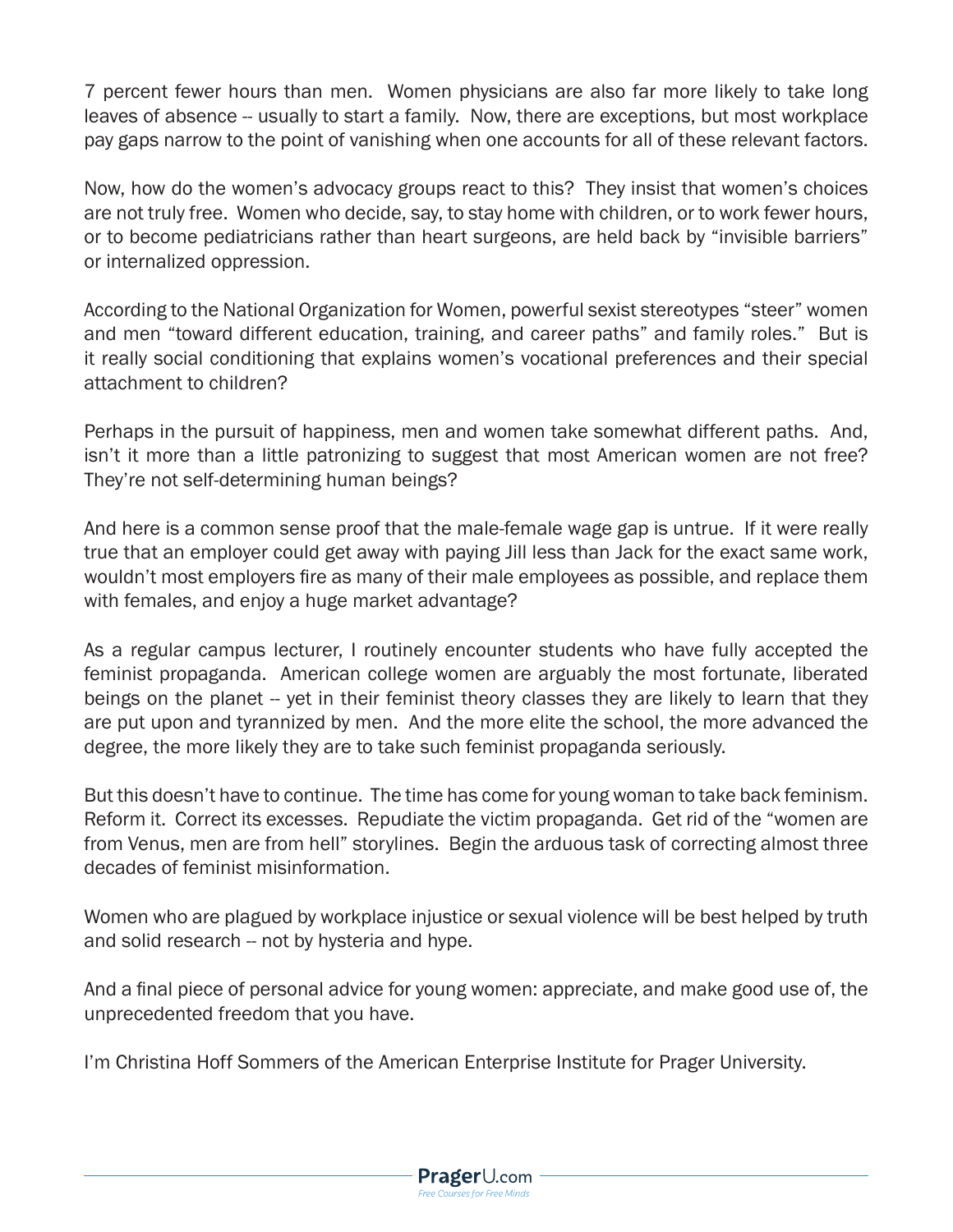7 percent fewer hours than men. Women physicians are also far more likely to take long leaves of absence -- usually to start a family. Now, there are exceptions, but most workplace pay gaps narrow to the point of vanishing when one accounts for all of these relevant factors.

Now, how do the women's advocacy groups react to this? They insist that women's choices are not truly free. Women who decide, say, to stay home with children, or to work fewer hours, or to become pediatricians rather than heart surgeons, are held back by "invisible barriers" or internalized oppression.

According to the National Organization for Women, powerful sexist stereotypes "steer" women and men "toward different education, training, and career paths" and family roles." But is it really social conditioning that explains women's vocational preferences and their special attachment to children?

Perhaps in the pursuit of happiness, men and women take somewhat different paths. And, isn't it more than a little patronizing to suggest that most American women are not free? They're not self-determining human beings?

And here is a common sense proof that the male-female wage gap is untrue. If it were really true that an employer could get away with paying Jill less than Jack for the exact same work, wouldn't most employers fire as many of their male employees as possible, and replace them with females, and enjoy a huge market advantage?

As a regular campus lecturer, I routinely encounter students who have fully accepted the feminist propaganda. American college women are arguably the most fortunate, liberated beings on the planet -- yet in their feminist theory classes they are likely to learn that they are put upon and tyrannized by men. And the more elite the school, the more advanced the degree, the more likely they are to take such feminist propaganda seriously.

But this doesn't have to continue. The time has come for young woman to take back feminism. Reform it. Correct its excesses. Repudiate the victim propaganda. Get rid of the "women are from Venus, men are from hell" storylines. Begin the arduous task of correcting almost three decades of feminist misinformation.

Women who are plagued by workplace injustice or sexual violence will be best helped by truth and solid research -- not by hysteria and hype.

And a final piece of personal advice for young women: appreciate, and make good use of, the unprecedented freedom that you have.

I'm Christina Hoff Sommers of the American Enterprise Institute for Prager University.